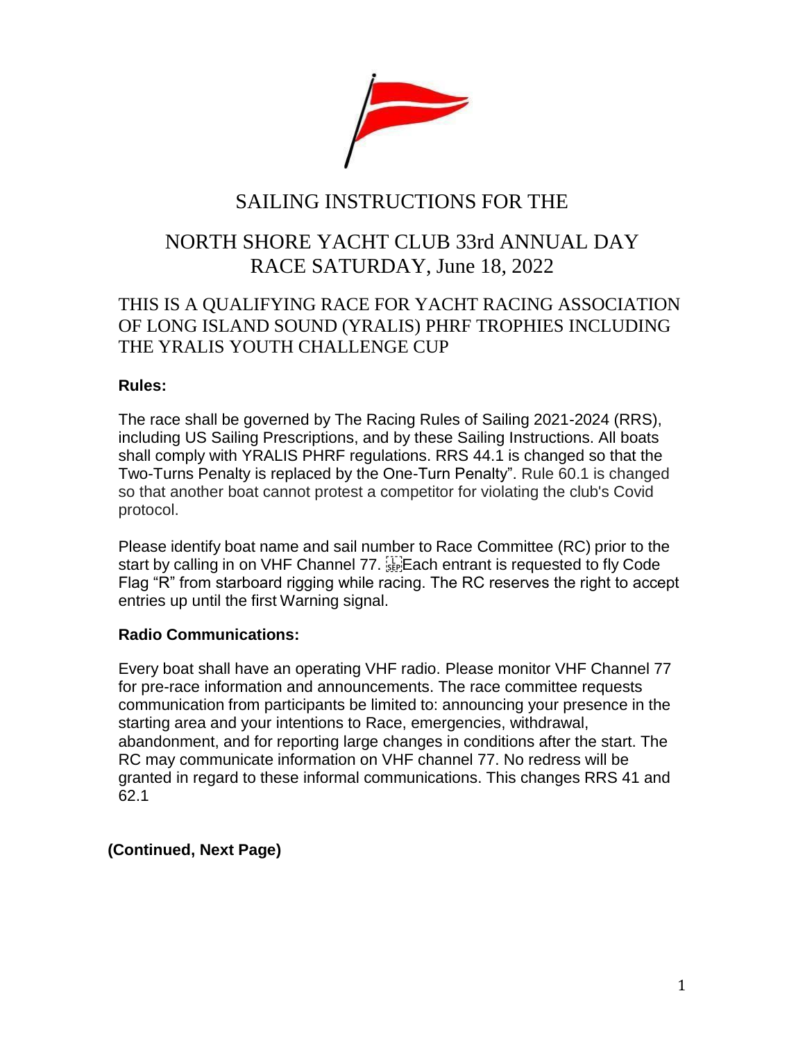# SAILING INSTRUCTIONS FOR THE

# NORTH SHORE YACHT CLUB 33rd ANNUAL DAY RACE SATURDAY, June 18, 2022

## THIS IS A QUALIFYING RACE FOR YACHT RACING ASSOCIATION OF LONG ISLAND SOUND (YRALIS) PHRF TROPHIES INCLUDING THE YRALIS YOUTH CHALLENGE CUP

### Rules:

The race shall be governed by The Racing Rules of Sailing 2021-2024 (RRS), including US Sailing Prescriptions, and by these Sailing Instructions. All boats shall comply with YRALIS PHRF regulations. RRS 44.1 is changed so that the Two-Turns Penalty is replaced by the One-Turn Penalty". Rule 60.1 is changed so that another boat cannot protest a competitor for violating the club's Covid protocol.

Please identify boat name and sail number to Race Committee (RC) prior to the start by calling in on VHF Channel 77. Each entrant is requested to fly Code Flag "R" from starboard rigging while racing. The RC reserves the right to accept entries up until the first Warning signal.

### Radio Communications:

Every boat shall have an operating VHF radio. Please monitor VHF Channel 77 for pre-race information and announcements. The race committee requests communication from participants be limited to: announcing your presence in the starting area and your intentions to Race, emergencies, withdrawal, abandonment, and for reporting large changes in conditions after the start. The RC may communicate information on VHF channel 77. No redress will be granted in regard to these informal communications. This changes RRS 41 and 62.1

**(Continued, Next Page)**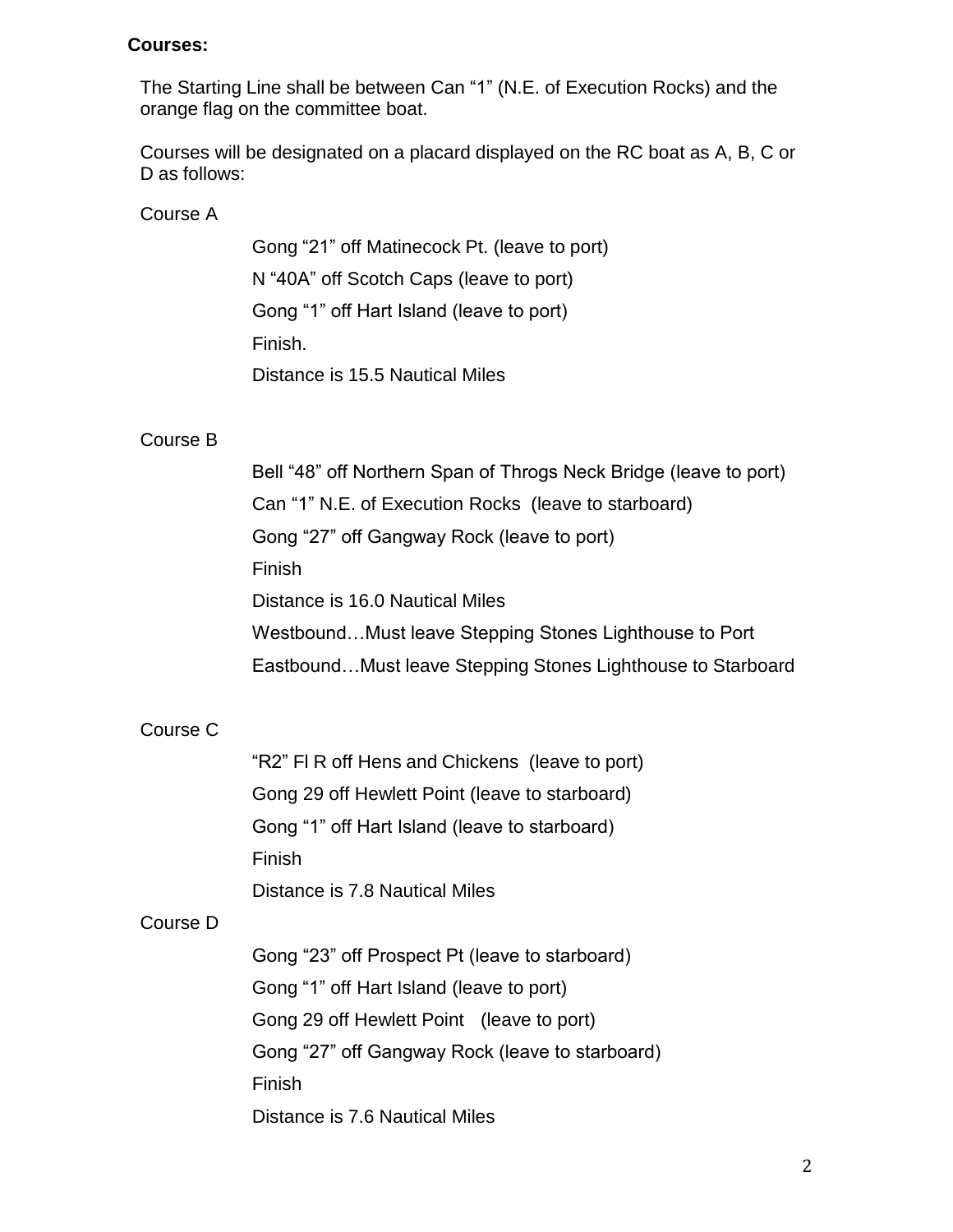**Courses:**

The Starting Line shall be between Can “1” (N.E. of Execution Rocks) and the orange flag on the committee boat.

Courses will be designated on a placard displayed on the RC boat as A, B, C or D as follows:

Course A

Gong “21” off Matinecock Pt. (leave to port)

N “40A” off Scotch Caps (leave to port)

Gong “1” off Hart Island (leave to port)

Finish.

Distance is 15.5 Nautical Miles

Course B

Bell “48” off Northern Span of Throgs Neck Bridge (leave to port)

Can “1” N.E. of Execution Rocks (leave to starboard)

Gong “27” off Gangway Rock (leave to port)

Finish

Distance is 16.0 Nautical Miles

Westbound…Must leave Stepping Stones Lighthouse to Port

Eastbound…Must leave Stepping Stones Lighthouse to Starboard

Course C

“R2” Fl R off Hens and Chickens (leave to port)

Gong 29 off Hewlett Point (leave to starboard)

Gong “1” off Hart Island (leave to starboard)

Finish

Distance is 7.8 Nautical Miles

Course D

Gong “23” off Prospect Pt (leave to starboard)

Gong “1” off Hart Island (leave to port)

Gong 29 off Hewlett Point (leave to port)

Gong “27” off Gangway Rock (leave to starboard)

Finish

Distance is 7.6 Nautical Miles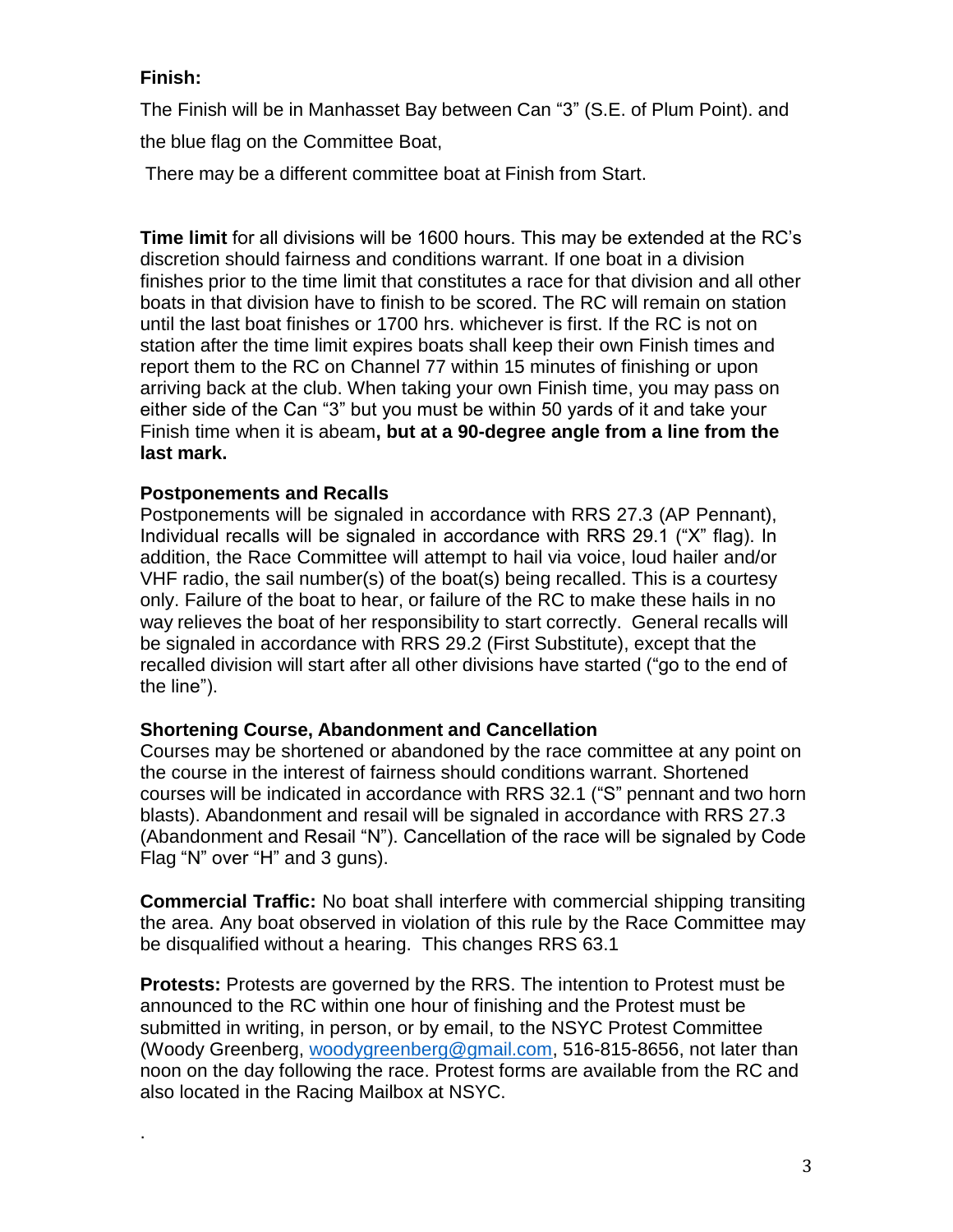**Finish:**

The Finish will be in Manhasset Bay between Can "3" (S.E. of Plum Point). and the blue flag on the Committee Boat,

There may be a different committee boat at Finish from Start.

**Time limit** for all divisions will be 1600 hours. This may be extended at the RC's discretion should fairness and conditions warrant. If one boat in a division finishes prior to the time limit that constitutes a race for that division and all other boats in that division have to finish to be scored. The RC will remain on station until the last boat finishes or 1700 hrs. whichever is first. If the RC is not on station after the time limit expires boats shall keep their own Finish times and report them to the RC on Channel 77 within 15 minutes of finishing or upon arriving back at the club. When taking your own Finish time, you may pass on either side of the Can "3" but you must be within 50 yards of it and take your Finish time when it is abeam**, but at a 90-degree angle from a line from the last mark.**

**Postponements and Recalls**

Postponements will be signaled in accordance with RRS 27.3 (AP Pennant), Individual recalls will be signaled in accordance with RRS 29.1 ("X" flag). In addition, the Race Committee will attempt to hail via voice, loud hailer and/or VHF radio, the sail number(s) of the boat(s) being recalled. This is a courtesy only. Failure of the boat to hear, or failure of the RC to make these hails in no way relieves the boat of her responsibility to start correctly. General recalls will be signaled in accordance with RRS 29.2 (First Substitute), except that the recalled division will start after all other divisions have started ("go to the end of the line").

**Shortening Course, Abandonment and Cancellation**

Courses may be shortened or abandoned by the race committee at any point on the course in the interest of fairness should conditions warrant. Shortened courses will be indicated in accordance with RRS 32.1 ("S" pennant and two horn blasts). Abandonment and resail will be signaled in accordance with RRS 27.3 (Abandonment and Resail "N"). Cancellation of the race will be signaled by Code Flag "N" over "H" and 3 guns).

**Commercial Traffic:** No boat shall interfere with commercial shipping transiting the area. Any boat observed in violation of this rule by the Race Committee may be disqualified without a hearing. This changes RRS 63.1

**Protests:** Protests are governed by the RRS. The intention to Protest must be announced to the RC within one hour of finishing and the Protest must be submitted in writing, in person, or by email, to the NSYC Protest Committee (Woody Greenberg, woodygreenberg@gmail.com, 516-815-8656, not later than noon on the day following the race. Protest forms are available from the RC and also located in the Racing Mailbox at NSYC.

.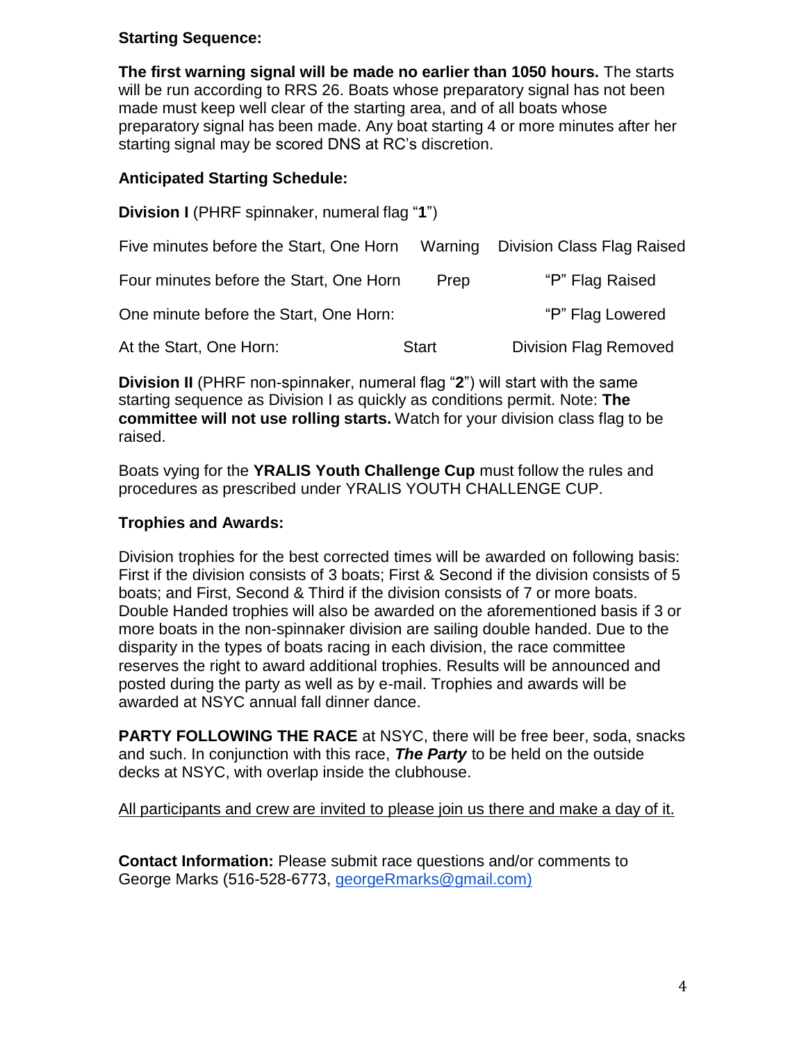### Starting Sequence:

**The first warning signal will be made no earlier than 1050 hours.** The starts will be run according to RRS 26. Boats whose preparatory signal has not been made must keep well clear of the starting area, and of all boats whose preparatory signal has been made. Any boat starting 4 or more minutes after her starting signal may be scored DNS at RC's discretion.

### Anticipated Starting Schedule:

**Division I** (PHRF spinnaker, numeral flag "**1**")

| | | |
|---|---|---|
| Five minutes before the Start, One Horn | Warning | Division Class Flag Raised |
| Four minutes before the Start, One Horn | Prep | "P" Flag Raised |
| One minute before the Start, One Horn: | | "P" Flag Lowered |
| At the Start, One Horn: | Start | Division Flag Removed |

**Division II** (PHRF non-spinnaker, numeral flag "**2**") will start with the same starting sequence as Division I as quickly as conditions permit. Note: **The committee will not use rolling starts.** Watch for your division class flag to be raised.

Boats vying for the **YRALIS Youth Challenge Cup** must follow the rules and procedures as prescribed under YRALIS YOUTH CHALLENGE CUP.

### Trophies and Awards:

Division trophies for the best corrected times will be awarded on following basis: First if the division consists of 3 boats; First & Second if the division consists of 5 boats; and First, Second & Third if the division consists of 7 or more boats. Double Handed trophies will also be awarded on the aforementioned basis if 3 or more boats in the non-spinnaker division are sailing double handed. Due to the disparity in the types of boats racing in each division, the race committee reserves the right to award additional trophies. Results will be announced and posted during the party as well as by e-mail. Trophies and awards will be awarded at NSYC annual fall dinner dance.

**PARTY FOLLOWING THE RACE** at NSYC, there will be free beer, soda, snacks and such. In conjunction with this race, ***The Party*** to be held on the outside decks at NSYC, with overlap inside the clubhouse.

<u>All participants and crew are invited to please join us there and make a day of it.</u>

**Contact Information:** Please submit race questions and/or comments to George Marks (516-528-6773, georgeRmarks@gmail.com)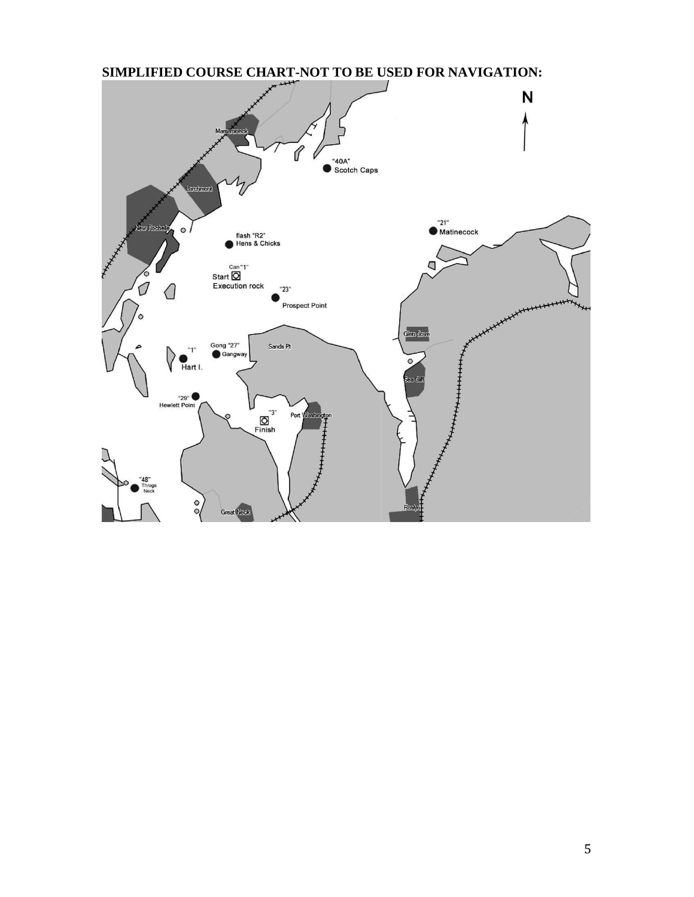**SIMPLIFIED COURSE CHART-NOT TO BE USED FOR NAVIGATION:**

N

Mamaroneck

"40A"
Scotch Caps

Larchmont

New Rochelle

flash "R2"
Hens & Chicks

"21"
Matinecock

Can "1"
Start
Execution rock

"23"
Prospect Point

Glen Cove

Gong "27"
Gangway

Sands Pt

"1"
Hart I.

Sea Cliff

"29"
Hewlett Point

"3"
Finish

Port Washington

"48"
Throgs
Neck

Great Neck

Roslyn